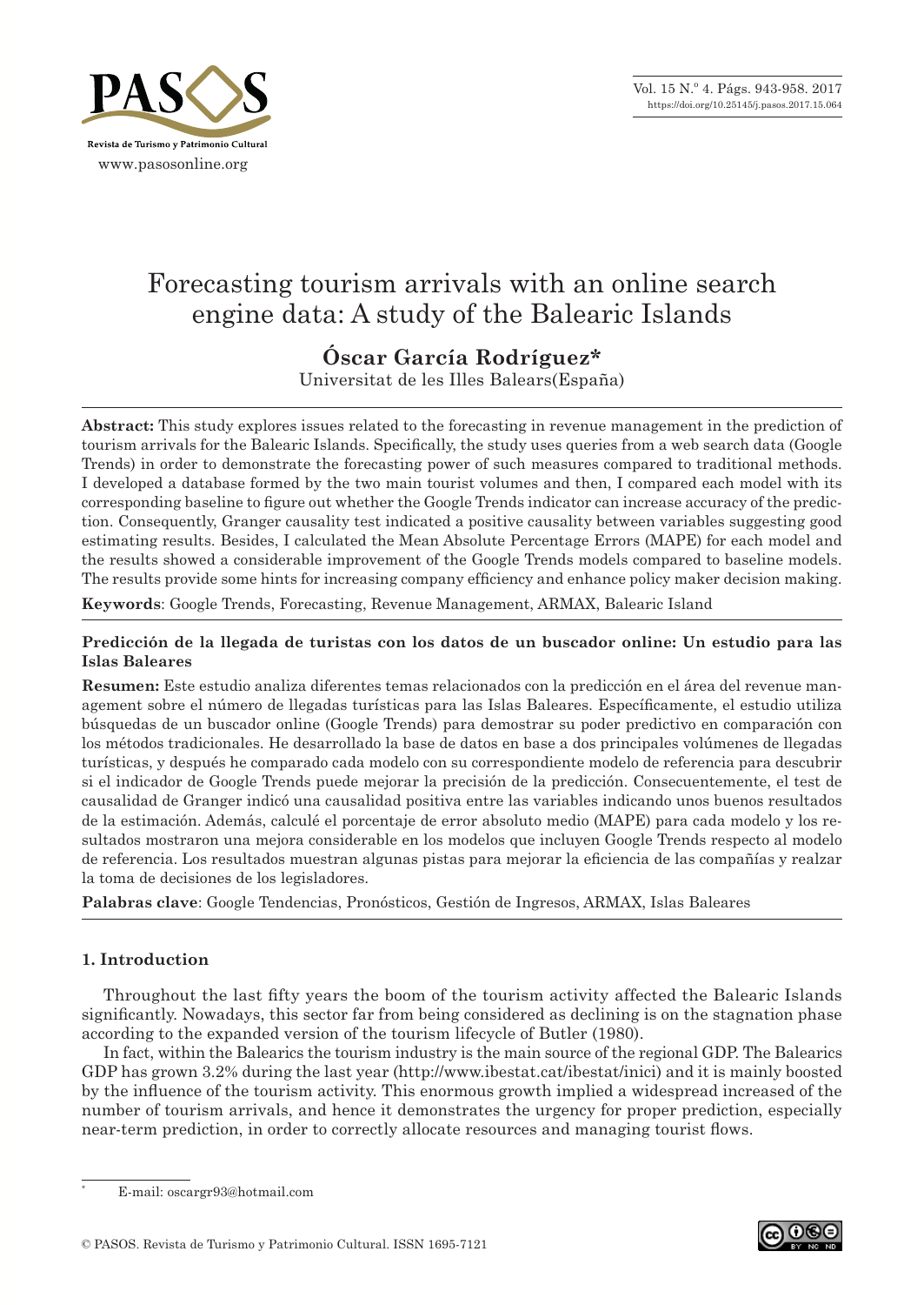# Forecasting tourism arrivals with an online search engine data: A study of the Balearic Islands

**Óscar García Rodríguez***

Universitat de les Illes Balears(España)

**Abstract:** This study explores issues related to the forecasting in revenue management in the prediction of tourism arrivals for the Balearic Islands. Specifically, the study uses queries from a web search data (Google Trends) in order to demonstrate the forecasting power of such measures compared to traditional methods. I developed a database formed by the two main tourist volumes and then, I compared each model with its corresponding baseline to figure out whether the Google Trends indicator can increase accuracy of the prediction. Consequently, Granger causality test indicated a positive causality between variables suggesting good estimating results. Besides, I calculated the Mean Absolute Percentage Errors (MAPE) for each model and the results showed a considerable improvement of the Google Trends models compared to baseline models. The results provide some hints for increasing company efficiency and enhance policy maker decision making.

**Keywords**: Google Trends, Forecasting, Revenue Management, ARMAX, Balearic Island

**Predicción de la llegada de turistas con los datos de un buscador online: Un estudio para las Islas Baleares**

**Resumen:** Este estudio analiza diferentes temas relacionados con la predicción en el área del revenue management sobre el número de llegadas turísticas para las Islas Baleares. Específicamente, el estudio utiliza búsquedas de un buscador online (Google Trends) para demostrar su poder predictivo en comparación con los métodos tradicionales. He desarrollado la base de datos en base a dos principales volúmenes de llegadas turísticas, y después he comparado cada modelo con su correspondiente modelo de referencia para descubrir si el indicador de Google Trends puede mejorar la precisión de la predicción. Consecuentemente, el test de causalidad de Granger indicó una causalidad positiva entre las variables indicando unos buenos resultados de la estimación. Además, calculé el porcentaje de error absoluto medio (MAPE) para cada modelo y los resultados mostraron una mejora considerable en los modelos que incluyen Google Trends respecto al modelo de referencia. Los resultados muestran algunas pistas para mejorar la eficiencia de las compañías y realzar la toma de decisiones de los legisladores.

**Palabras clave**: Google Tendencias, Pronósticos, Gestión de Ingresos, ARMAX, Islas Baleares

## 1. Introduction

Throughout the last fifty years the boom of the tourism activity affected the Balearic Islands significantly. Nowadays, this sector far from being considered as declining is on the stagnation phase according to the expanded version of the tourism lifecycle of Butler (1980).

In fact, within the Balearics the tourism industry is the main source of the regional GDP. The Balearics GDP has grown 3.2% during the last year (http://www.ibestat.cat/ibestat/inici) and it is mainly boosted by the influence of the tourism activity. This enormous growth implied a widespread increased of the number of tourism arrivals, and hence it demonstrates the urgency for proper prediction, especially near-term prediction, in order to correctly allocate resources and managing tourist flows.

* E-mail: oscargr93@hotmail.com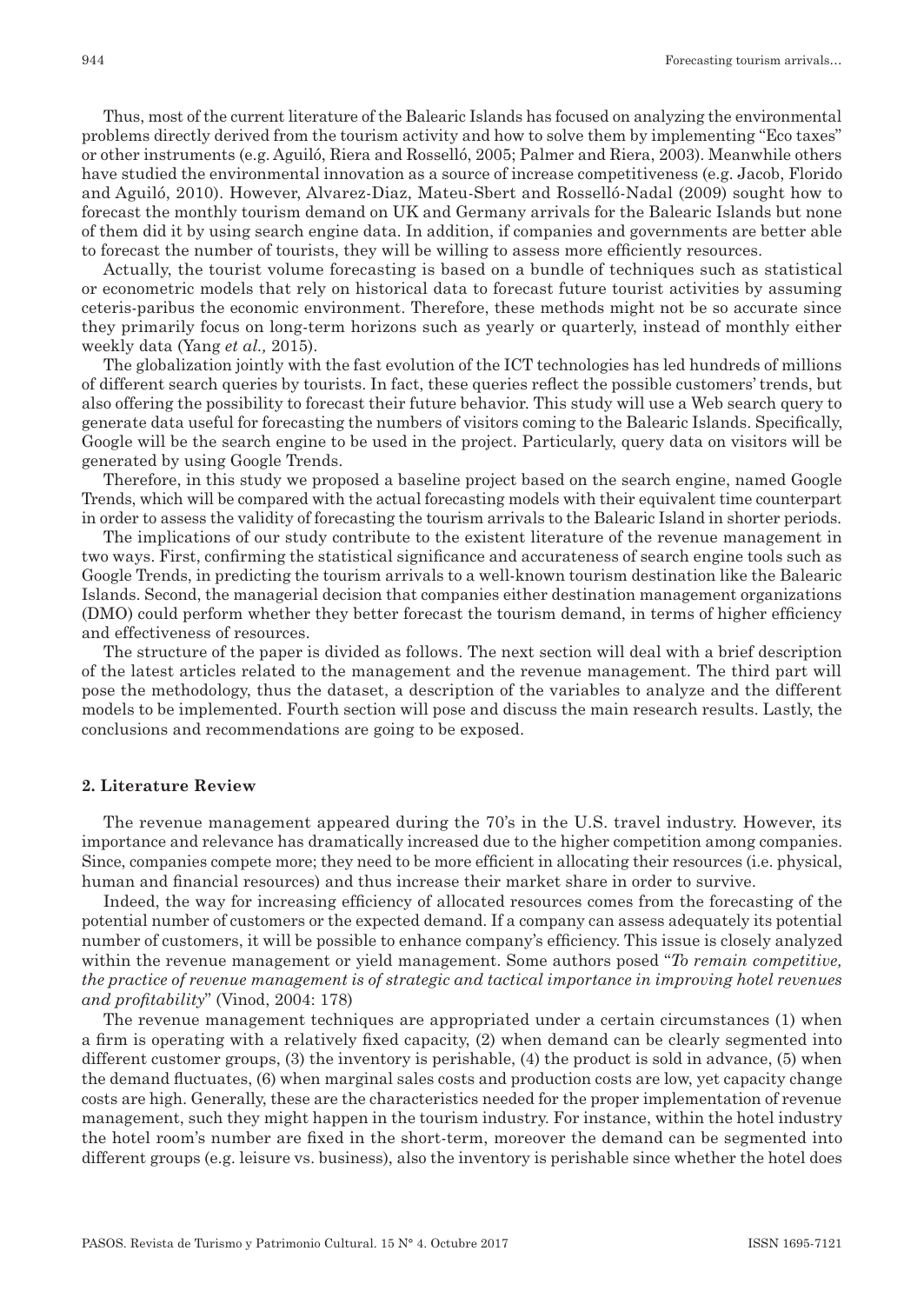Thus, most of the current literature of the Balearic Islands has focused on analyzing the environmental problems directly derived from the tourism activity and how to solve them by implementing "Eco taxes" or other instruments (e.g. Aguiló, Riera and Rosselló, 2005; Palmer and Riera, 2003). Meanwhile others have studied the environmental innovation as a source of increase competitiveness (e.g. Jacob, Florido and Aguiló, 2010). However, Alvarez-Diaz, Mateu-Sbert and Rosselló-Nadal (2009) sought how to forecast the monthly tourism demand on UK and Germany arrivals for the Balearic Islands but none of them did it by using search engine data. In addition, if companies and governments are better able to forecast the number of tourists, they will be willing to assess more efficiently resources.

Actually, the tourist volume forecasting is based on a bundle of techniques such as statistical or econometric models that rely on historical data to forecast future tourist activities by assuming ceteris-paribus the economic environment. Therefore, these methods might not be so accurate since they primarily focus on long-term horizons such as yearly or quarterly, instead of monthly either weekly data (Yang *et al.,* 2015).

The globalization jointly with the fast evolution of the ICT technologies has led hundreds of millions of different search queries by tourists. In fact, these queries reflect the possible customers' trends, but also offering the possibility to forecast their future behavior. This study will use a Web search query to generate data useful for forecasting the numbers of visitors coming to the Balearic Islands. Specifically, Google will be the search engine to be used in the project. Particularly, query data on visitors will be generated by using Google Trends.

Therefore, in this study we proposed a baseline project based on the search engine, named Google Trends, which will be compared with the actual forecasting models with their equivalent time counterpart in order to assess the validity of forecasting the tourism arrivals to the Balearic Island in shorter periods.

The implications of our study contribute to the existent literature of the revenue management in two ways. First, confirming the statistical significance and accurateness of search engine tools such as Google Trends, in predicting the tourism arrivals to a well-known tourism destination like the Balearic Islands. Second, the managerial decision that companies either destination management organizations (DMO) could perform whether they better forecast the tourism demand, in terms of higher efficiency and effectiveness of resources.

The structure of the paper is divided as follows. The next section will deal with a brief description of the latest articles related to the management and the revenue management. The third part will pose the methodology, thus the dataset, a description of the variables to analyze and the different models to be implemented. Fourth section will pose and discuss the main research results. Lastly, the conclusions and recommendations are going to be exposed.

## 2. Literature Review

The revenue management appeared during the 70's in the U.S. travel industry. However, its importance and relevance has dramatically increased due to the higher competition among companies. Since, companies compete more; they need to be more efficient in allocating their resources (i.e. physical, human and financial resources) and thus increase their market share in order to survive.

Indeed, the way for increasing efficiency of allocated resources comes from the forecasting of the potential number of customers or the expected demand. If a company can assess adequately its potential number of customers, it will be possible to enhance company's efficiency. This issue is closely analyzed within the revenue management or yield management. Some authors posed "*To remain competitive, the practice of revenue management is of strategic and tactical importance in improving hotel revenues and profitability*" (Vinod, 2004: 178)

The revenue management techniques are appropriated under a certain circumstances (1) when a firm is operating with a relatively fixed capacity, (2) when demand can be clearly segmented into different customer groups, (3) the inventory is perishable, (4) the product is sold in advance, (5) when the demand fluctuates, (6) when marginal sales costs and production costs are low, yet capacity change costs are high. Generally, these are the characteristics needed for the proper implementation of revenue management, such they might happen in the tourism industry. For instance, within the hotel industry the hotel room's number are fixed in the short-term, moreover the demand can be segmented into different groups (e.g. leisure vs. business), also the inventory is perishable since whether the hotel does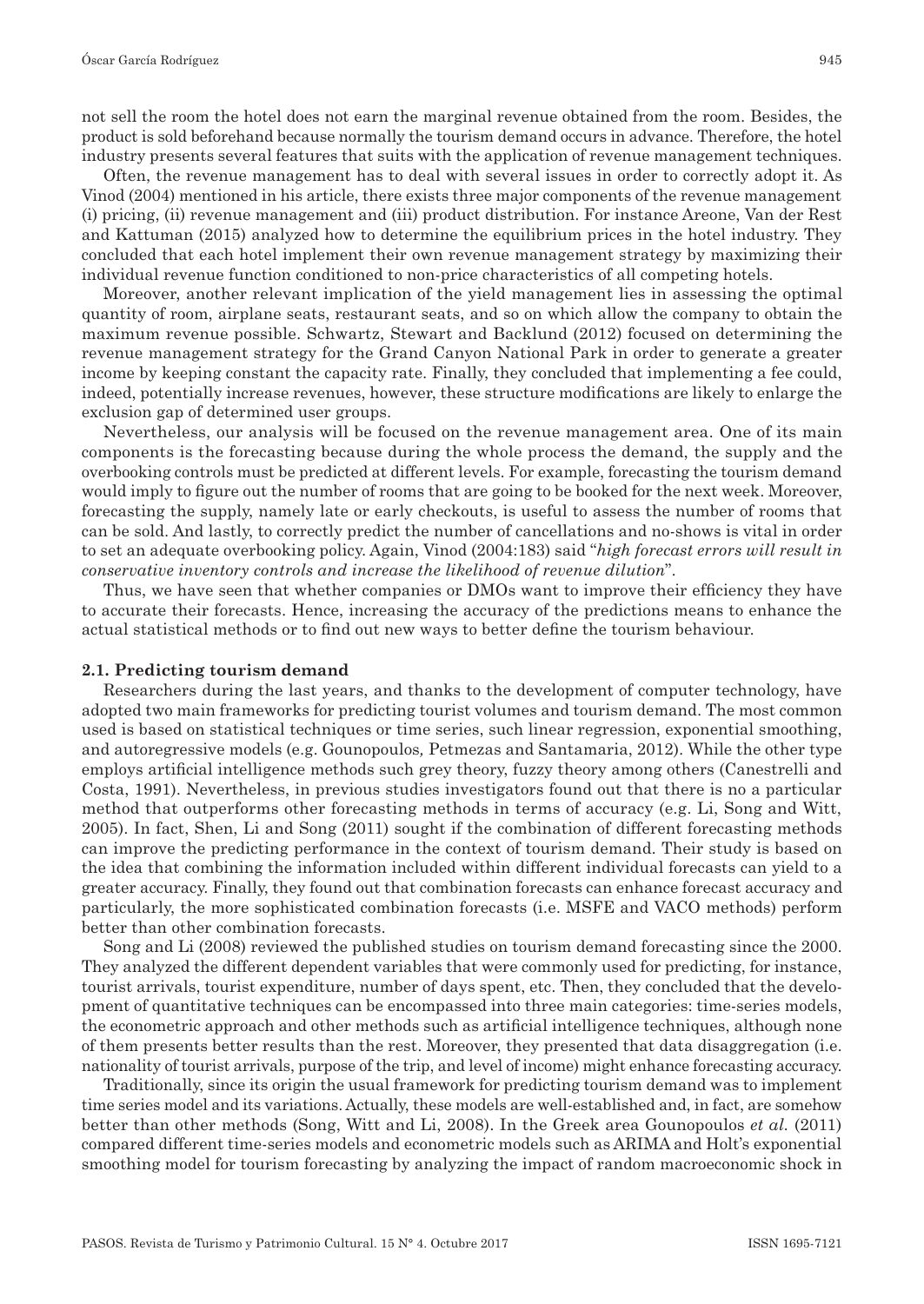not sell the room the hotel does not earn the marginal revenue obtained from the room. Besides, the product is sold beforehand because normally the tourism demand occurs in advance. Therefore, the hotel industry presents several features that suits with the application of revenue management techniques.

Often, the revenue management has to deal with several issues in order to correctly adopt it. As Vinod (2004) mentioned in his article, there exists three major components of the revenue management (i) pricing, (ii) revenue management and (iii) product distribution. For instance Areone, Van der Rest and Kattuman (2015) analyzed how to determine the equilibrium prices in the hotel industry. They concluded that each hotel implement their own revenue management strategy by maximizing their individual revenue function conditioned to non-price characteristics of all competing hotels.

Moreover, another relevant implication of the yield management lies in assessing the optimal quantity of room, airplane seats, restaurant seats, and so on which allow the company to obtain the maximum revenue possible. Schwartz, Stewart and Backlund (2012) focused on determining the revenue management strategy for the Grand Canyon National Park in order to generate a greater income by keeping constant the capacity rate. Finally, they concluded that implementing a fee could, indeed, potentially increase revenues, however, these structure modifications are likely to enlarge the exclusion gap of determined user groups.

Nevertheless, our analysis will be focused on the revenue management area. One of its main components is the forecasting because during the whole process the demand, the supply and the overbooking controls must be predicted at different levels. For example, forecasting the tourism demand would imply to figure out the number of rooms that are going to be booked for the next week. Moreover, forecasting the supply, namely late or early checkouts, is useful to assess the number of rooms that can be sold. And lastly, to correctly predict the number of cancellations and no-shows is vital in order to set an adequate overbooking policy. Again, Vinod (2004:183) said "*high forecast errors will result in conservative inventory controls and increase the likelihood of revenue dilution*".

Thus, we have seen that whether companies or DMOs want to improve their efficiency they have to accurate their forecasts. Hence, increasing the accuracy of the predictions means to enhance the actual statistical methods or to find out new ways to better define the tourism behaviour.

### 2.1. Predicting tourism demand

Researchers during the last years, and thanks to the development of computer technology, have adopted two main frameworks for predicting tourist volumes and tourism demand. The most common used is based on statistical techniques or time series, such linear regression, exponential smoothing, and autoregressive models (e.g. Gounopoulos, Petmezas and Santamaria, 2012). While the other type employs artificial intelligence methods such grey theory, fuzzy theory among others (Canestrelli and Costa, 1991). Nevertheless, in previous studies investigators found out that there is no a particular method that outperforms other forecasting methods in terms of accuracy (e.g. Li, Song and Witt, 2005). In fact, Shen, Li and Song (2011) sought if the combination of different forecasting methods can improve the predicting performance in the context of tourism demand. Their study is based on the idea that combining the information included within different individual forecasts can yield to a greater accuracy. Finally, they found out that combination forecasts can enhance forecast accuracy and particularly, the more sophisticated combination forecasts (i.e. MSFE and VACO methods) perform better than other combination forecasts.

Song and Li (2008) reviewed the published studies on tourism demand forecasting since the 2000. They analyzed the different dependent variables that were commonly used for predicting, for instance, tourist arrivals, tourist expenditure, number of days spent, etc. Then, they concluded that the development of quantitative techniques can be encompassed into three main categories: time-series models, the econometric approach and other methods such as artificial intelligence techniques, although none of them presents better results than the rest. Moreover, they presented that data disaggregation (i.e. nationality of tourist arrivals, purpose of the trip, and level of income) might enhance forecasting accuracy.

Traditionally, since its origin the usual framework for predicting tourism demand was to implement time series model and its variations. Actually, these models are well-established and, in fact, are somehow better than other methods (Song, Witt and Li, 2008). In the Greek area Gounopoulos *et al.* (2011) compared different time-series models and econometric models such as ARIMA and Holt's exponential smoothing model for tourism forecasting by analyzing the impact of random macroeconomic shock in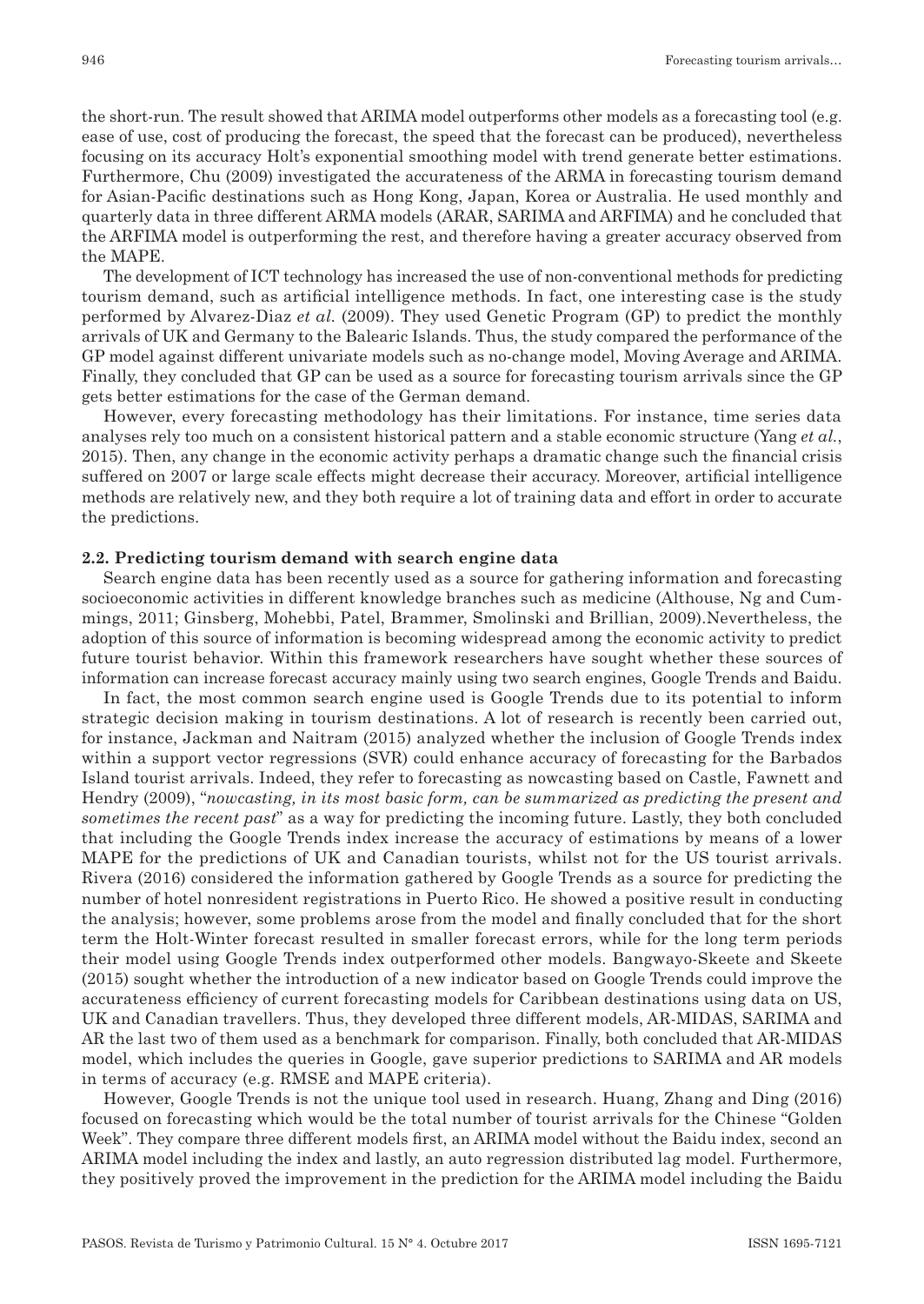the short-run. The result showed that ARIMA model outperforms other models as a forecasting tool (e.g. ease of use, cost of producing the forecast, the speed that the forecast can be produced), nevertheless focusing on its accuracy Holt's exponential smoothing model with trend generate better estimations. Furthermore, Chu (2009) investigated the accurateness of the ARMA in forecasting tourism demand for Asian-Pacific destinations such as Hong Kong, Japan, Korea or Australia. He used monthly and quarterly data in three different ARMA models (ARAR, SARIMA and ARFIMA) and he concluded that the ARFIMA model is outperforming the rest, and therefore having a greater accuracy observed from the MAPE.

The development of ICT technology has increased the use of non-conventional methods for predicting tourism demand, such as artificial intelligence methods. In fact, one interesting case is the study performed by Alvarez-Diaz *et al.* (2009). They used Genetic Program (GP) to predict the monthly arrivals of UK and Germany to the Balearic Islands. Thus, the study compared the performance of the GP model against different univariate models such as no-change model, Moving Average and ARIMA. Finally, they concluded that GP can be used as a source for forecasting tourism arrivals since the GP gets better estimations for the case of the German demand.

However, every forecasting methodology has their limitations. For instance, time series data analyses rely too much on a consistent historical pattern and a stable economic structure (Yang *et al.*, 2015). Then, any change in the economic activity perhaps a dramatic change such the financial crisis suffered on 2007 or large scale effects might decrease their accuracy. Moreover, artificial intelligence methods are relatively new, and they both require a lot of training data and effort in order to accurate the predictions.

### 2.2. Predicting tourism demand with search engine data

Search engine data has been recently used as a source for gathering information and forecasting socioeconomic activities in different knowledge branches such as medicine (Althouse, Ng and Cummings, 2011; Ginsberg, Mohebbi, Patel, Brammer, Smolinski and Brillian, 2009).Nevertheless, the adoption of this source of information is becoming widespread among the economic activity to predict future tourist behavior. Within this framework researchers have sought whether these sources of information can increase forecast accuracy mainly using two search engines, Google Trends and Baidu.

In fact, the most common search engine used is Google Trends due to its potential to inform strategic decision making in tourism destinations. A lot of research is recently been carried out, for instance, Jackman and Naitram (2015) analyzed whether the inclusion of Google Trends index within a support vector regressions (SVR) could enhance accuracy of forecasting for the Barbados Island tourist arrivals. Indeed, they refer to forecasting as nowcasting based on Castle, Fawnett and Hendry (2009), "*nowcasting, in its most basic form, can be summarized as predicting the present and sometimes the recent past*" as a way for predicting the incoming future. Lastly, they both concluded that including the Google Trends index increase the accuracy of estimations by means of a lower MAPE for the predictions of UK and Canadian tourists, whilst not for the US tourist arrivals. Rivera (2016) considered the information gathered by Google Trends as a source for predicting the number of hotel nonresident registrations in Puerto Rico. He showed a positive result in conducting the analysis; however, some problems arose from the model and finally concluded that for the short term the Holt-Winter forecast resulted in smaller forecast errors, while for the long term periods their model using Google Trends index outperformed other models. Bangwayo-Skeete and Skeete (2015) sought whether the introduction of a new indicator based on Google Trends could improve the accurateness efficiency of current forecasting models for Caribbean destinations using data on US, UK and Canadian travellers. Thus, they developed three different models, AR-MIDAS, SARIMA and AR the last two of them used as a benchmark for comparison. Finally, both concluded that AR-MIDAS model, which includes the queries in Google, gave superior predictions to SARIMA and AR models in terms of accuracy (e.g. RMSE and MAPE criteria).

However, Google Trends is not the unique tool used in research. Huang, Zhang and Ding (2016) focused on forecasting which would be the total number of tourist arrivals for the Chinese "Golden Week". They compare three different models first, an ARIMA model without the Baidu index, second an ARIMA model including the index and lastly, an auto regression distributed lag model. Furthermore, they positively proved the improvement in the prediction for the ARIMA model including the Baidu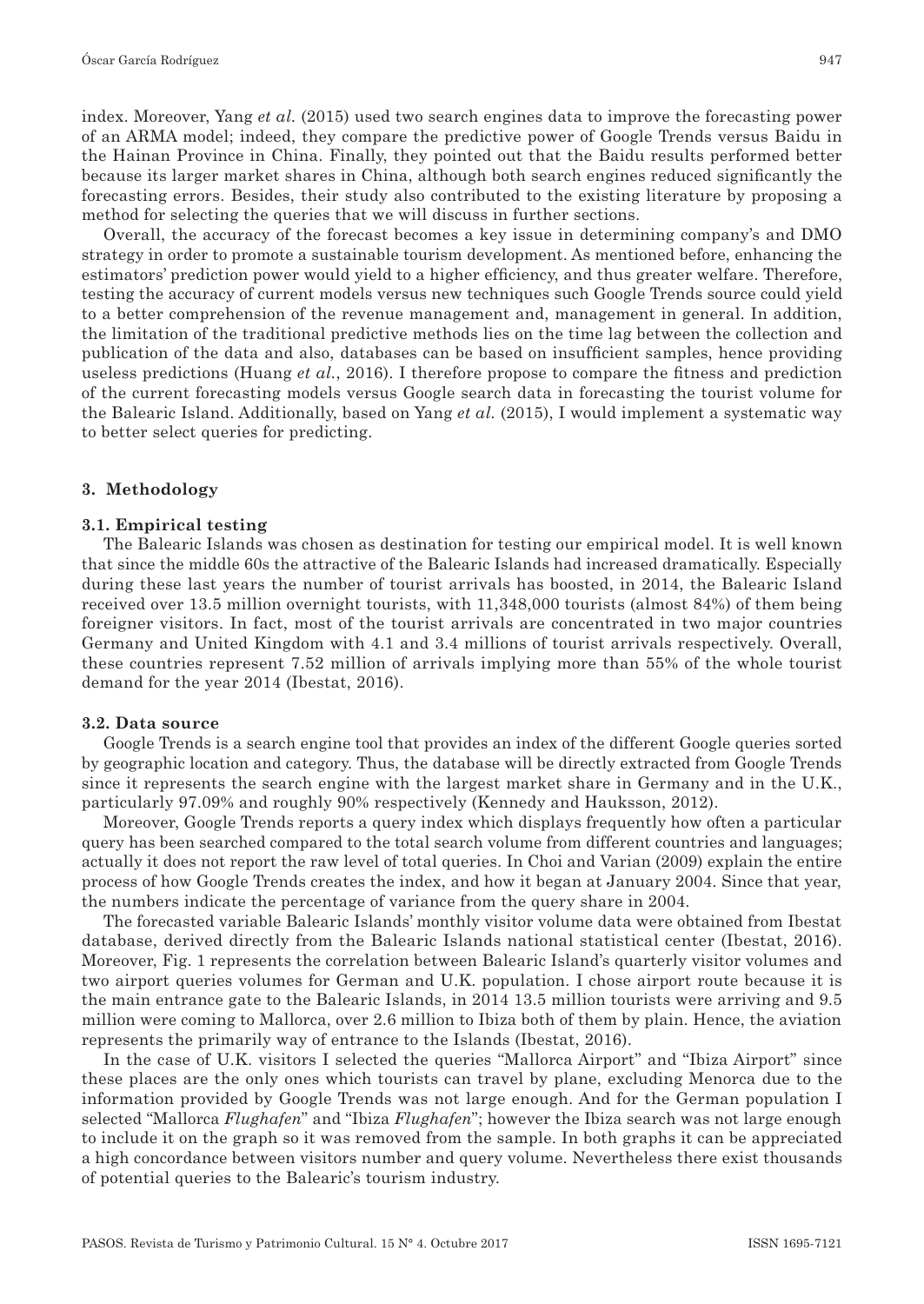index. Moreover, Yang *et al.* (2015) used two search engines data to improve the forecasting power of an ARMA model; indeed, they compare the predictive power of Google Trends versus Baidu in the Hainan Province in China. Finally, they pointed out that the Baidu results performed better because its larger market shares in China, although both search engines reduced significantly the forecasting errors. Besides, their study also contributed to the existing literature by proposing a method for selecting the queries that we will discuss in further sections.

Overall, the accuracy of the forecast becomes a key issue in determining company's and DMO strategy in order to promote a sustainable tourism development. As mentioned before, enhancing the estimators' prediction power would yield to a higher efficiency, and thus greater welfare. Therefore, testing the accuracy of current models versus new techniques such Google Trends source could yield to a better comprehension of the revenue management and, management in general. In addition, the limitation of the traditional predictive methods lies on the time lag between the collection and publication of the data and also, databases can be based on insufficient samples, hence providing useless predictions (Huang *et al.*, 2016). I therefore propose to compare the fitness and prediction of the current forecasting models versus Google search data in forecasting the tourist volume for the Balearic Island. Additionally, based on Yang *et al.* (2015), I would implement a systematic way to better select queries for predicting.

## 3. Methodology

### 3.1. Empirical testing

The Balearic Islands was chosen as destination for testing our empirical model. It is well known that since the middle 60s the attractive of the Balearic Islands had increased dramatically. Especially during these last years the number of tourist arrivals has boosted, in 2014, the Balearic Island received over 13.5 million overnight tourists, with 11,348,000 tourists (almost 84%) of them being foreigner visitors. In fact, most of the tourist arrivals are concentrated in two major countries Germany and United Kingdom with 4.1 and 3.4 millions of tourist arrivals respectively. Overall, these countries represent 7.52 million of arrivals implying more than 55% of the whole tourist demand for the year 2014 (Ibestat, 2016).

### 3.2. Data source

Google Trends is a search engine tool that provides an index of the different Google queries sorted by geographic location and category. Thus, the database will be directly extracted from Google Trends since it represents the search engine with the largest market share in Germany and in the U.K., particularly 97.09% and roughly 90% respectively (Kennedy and Hauksson, 2012).

Moreover, Google Trends reports a query index which displays frequently how often a particular query has been searched compared to the total search volume from different countries and languages; actually it does not report the raw level of total queries. In Choi and Varian (2009) explain the entire process of how Google Trends creates the index, and how it began at January 2004. Since that year, the numbers indicate the percentage of variance from the query share in 2004.

The forecasted variable Balearic Islands' monthly visitor volume data were obtained from Ibestat database, derived directly from the Balearic Islands national statistical center (Ibestat, 2016). Moreover, Fig. 1 represents the correlation between Balearic Island's quarterly visitor volumes and two airport queries volumes for German and U.K. population. I chose airport route because it is the main entrance gate to the Balearic Islands, in 2014 13.5 million tourists were arriving and 9.5 million were coming to Mallorca, over 2.6 million to Ibiza both of them by plain. Hence, the aviation represents the primarily way of entrance to the Islands (Ibestat, 2016).

In the case of U.K. visitors I selected the queries "Mallorca Airport" and "Ibiza Airport" since these places are the only ones which tourists can travel by plane, excluding Menorca due to the information provided by Google Trends was not large enough. And for the German population I selected "Mallorca *Flughafen*" and "Ibiza *Flughafen*"; however the Ibiza search was not large enough to include it on the graph so it was removed from the sample. In both graphs it can be appreciated a high concordance between visitors number and query volume. Nevertheless there exist thousands of potential queries to the Balearic's tourism industry.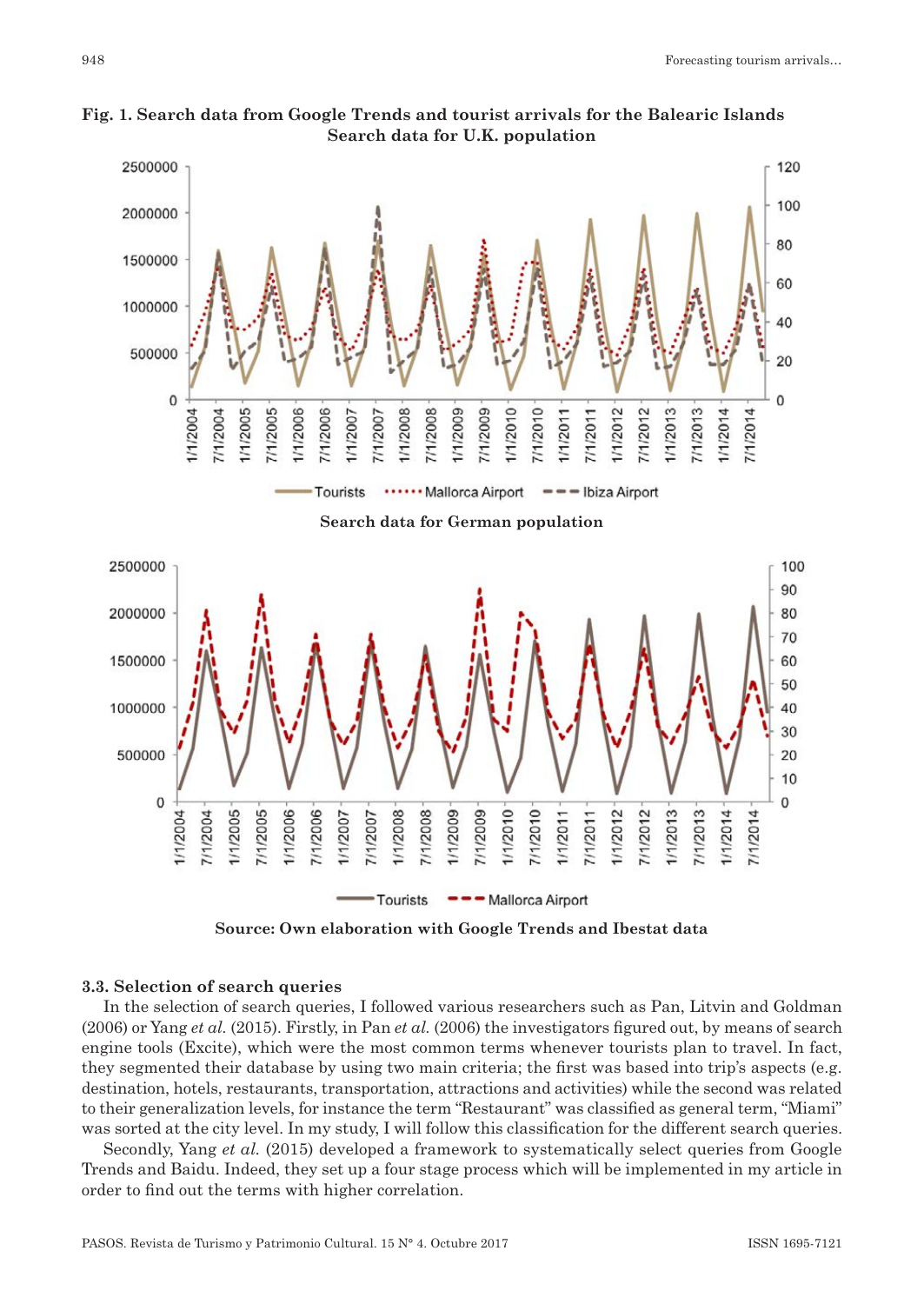**Fig. 1. Search data from Google Trends and tourist arrivals for the Balearic Islands**
**Search data for U.K. population**

**Search data for German population**

**Source: Own elaboration with Google Trends and Ibestat data**

### 3.3. Selection of search queries

In the selection of search queries, I followed various researchers such as Pan, Litvin and Goldman (2006) or Yang *et al.* (2015). Firstly, in Pan *et al.* (2006) the investigators figured out, by means of search engine tools (Excite), which were the most common terms whenever tourists plan to travel. In fact, they segmented their database by using two main criteria; the first was based into trip's aspects (e.g. destination, hotels, restaurants, transportation, attractions and activities) while the second was related to their generalization levels, for instance the term "Restaurant" was classified as general term, "Miami" was sorted at the city level. In my study, I will follow this classification for the different search queries.

Secondly, Yang *et al.* (2015) developed a framework to systematically select queries from Google Trends and Baidu. Indeed, they set up a four stage process which will be implemented in my article in order to find out the terms with higher correlation.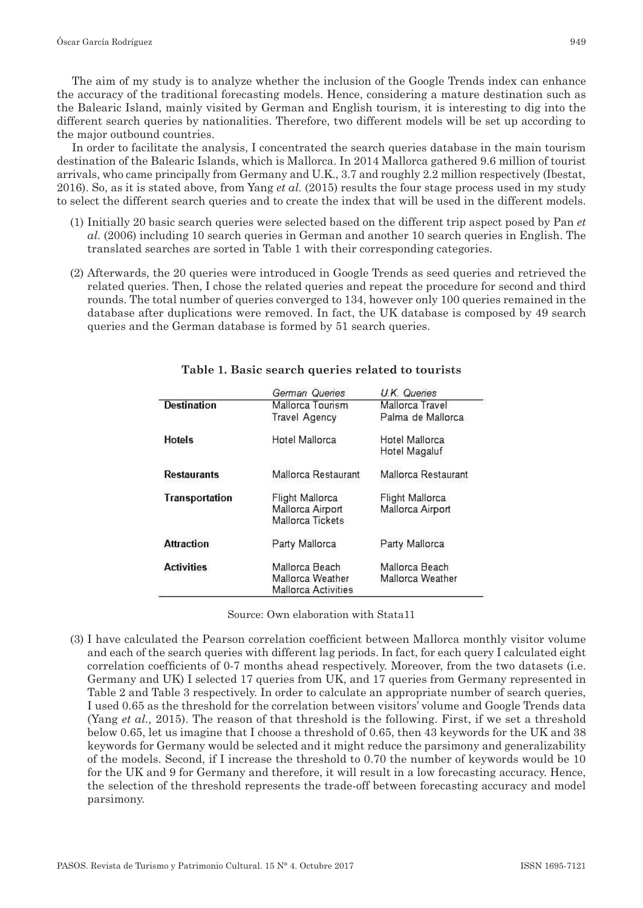The aim of my study is to analyze whether the inclusion of the Google Trends index can enhance the accuracy of the traditional forecasting models. Hence, considering a mature destination such as the Balearic Island, mainly visited by German and English tourism, it is interesting to dig into the different search queries by nationalities. Therefore, two different models will be set up according to the major outbound countries.

In order to facilitate the analysis, I concentrated the search queries database in the main tourism destination of the Balearic Islands, which is Mallorca. In 2014 Mallorca gathered 9.6 million of tourist arrivals, who came principally from Germany and U.K., 3.7 and roughly 2.2 million respectively (Ibestat, 2016). So, as it is stated above, from Yang *et al.* (2015) results the four stage process used in my study to select the different search queries and to create the index that will be used in the different models.

(1) Initially 20 basic search queries were selected based on the different trip aspect posed by Pan *et al.* (2006) including 10 search queries in German and another 10 search queries in English. The translated searches are sorted in Table 1 with their corresponding categories.

(2) Afterwards, the 20 queries were introduced in Google Trends as seed queries and retrieved the related queries. Then, I chose the related queries and repeat the procedure for second and third rounds. The total number of queries converged to 134, however only 100 queries remained in the database after duplications were removed. In fact, the UK database is composed by 49 search queries and the German database is formed by 51 search queries.

**Table 1. Basic search queries related to tourists**

| | *German Queries* | *U.K. Queries* |
|---|---|---|
| **Destination** | Mallorca Tourism<br>Travel Agency | Mallorca Travel<br>Palma de Mallorca |
| **Hotels** | Hotel Mallorca | Hotel Mallorca<br>Hotel Magaluf |
| **Restaurants** | Mallorca Restaurant | Mallorca Restaurant |
| **Transportation** | Flight Mallorca<br>Mallorca Airport<br>Mallorca Tickets | Flight Mallorca<br>Mallorca Airport |
| **Attraction** | Party Mallorca | Party Mallorca |
| **Activities** | Mallorca Beach<br>Mallorca Weather<br>Mallorca Activities | Mallorca Beach<br>Mallorca Weather |

Source: Own elaboration with Stata11

(3) I have calculated the Pearson correlation coefficient between Mallorca monthly visitor volume and each of the search queries with different lag periods. In fact, for each query I calculated eight correlation coefficients of 0-7 months ahead respectively. Moreover, from the two datasets (i.e. Germany and UK) I selected 17 queries from UK, and 17 queries from Germany represented in Table 2 and Table 3 respectively. In order to calculate an appropriate number of search queries, I used 0.65 as the threshold for the correlation between visitors' volume and Google Trends data (Yang *et al.,* 2015). The reason of that threshold is the following. First, if we set a threshold below 0.65, let us imagine that I choose a threshold of 0.65, then 43 keywords for the UK and 38 keywords for Germany would be selected and it might reduce the parsimony and generalizability of the models. Second, if I increase the threshold to 0.70 the number of keywords would be 10 for the UK and 9 for Germany and therefore, it will result in a low forecasting accuracy. Hence, the selection of the threshold represents the trade-off between forecasting accuracy and model parsimony.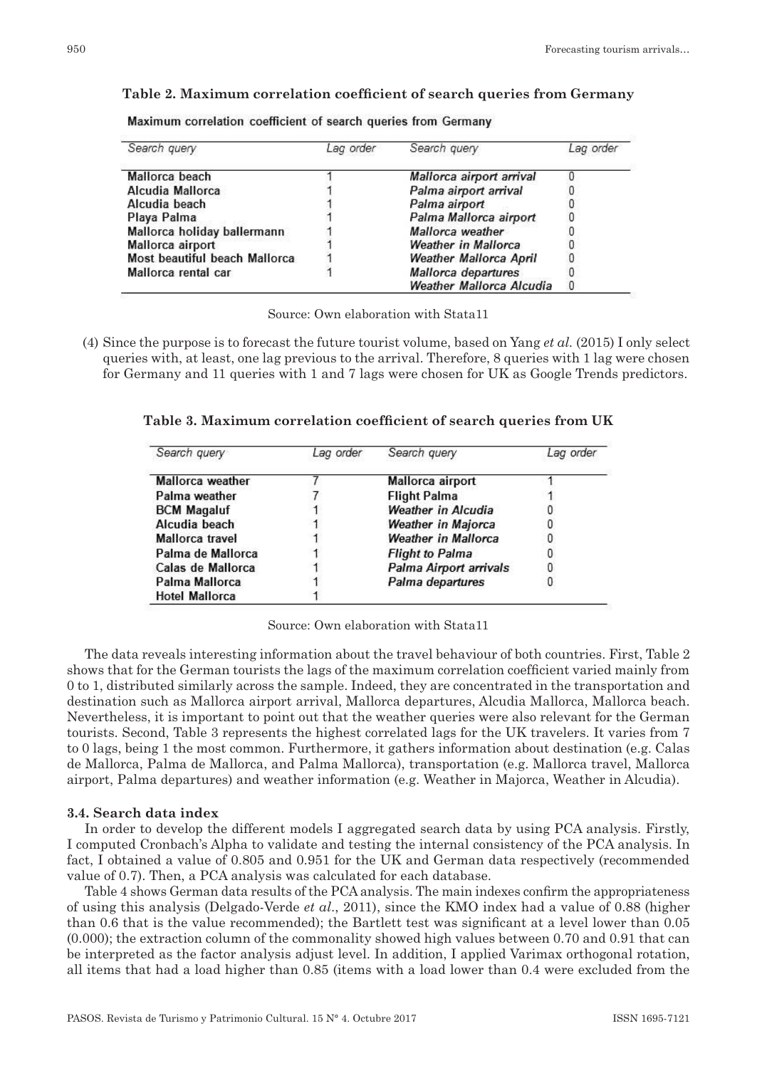**Table 2. Maximum correlation coefficient of search queries from Germany**

Maximum correlation coefficient of search queries from Germany

| Search query | Lag order | Search query | Lag order |
|---|---|---|---|
| Mallorca beach | 1 | *Mallorca airport arrival* | 0 |
| Alcudia Mallorca | 1 | *Palma airport arrival* | 0 |
| Alcudia beach | 1 | *Palma airport* | 0 |
| Playa Palma | 1 | *Palma Mallorca airport* | 0 |
| Mallorca holiday ballermann | 1 | *Mallorca weather* | 0 |
| Mallorca airport | 1 | *Weather in Mallorca* | 0 |
| Most beautiful beach Mallorca | 1 | *Weather Mallorca April* | 0 |
| Mallorca rental car | 1 | *Mallorca departures* | 0 |
| | | *Weather Mallorca Alcudia* | 0 |

Source: Own elaboration with Stata11

(4) Since the purpose is to forecast the future tourist volume, based on Yang *et al.* (2015) I only select queries with, at least, one lag previous to the arrival. Therefore, 8 queries with 1 lag were chosen for Germany and 11 queries with 1 and 7 lags were chosen for UK as Google Trends predictors.

**Table 3. Maximum correlation coefficient of search queries from UK**

| Search query | Lag order | Search query | Lag order |
|---|---|---|---|
| Mallorca weather | 7 | Mallorca airport | 1 |
| Palma weather | 7 | Flight Palma | 1 |
| BCM Magaluf | 1 | *Weather in Alcudia* | 0 |
| Alcudia beach | 1 | *Weather in Majorca* | 0 |
| Mallorca travel | 1 | *Weather in Mallorca* | 0 |
| Palma de Mallorca | 1 | *Flight to Palma* | 0 |
| Calas de Mallorca | 1 | *Palma Airport arrivals* | 0 |
| Palma Mallorca | 1 | *Palma departures* | 0 |
| Hotel Mallorca | 1 | | |

Source: Own elaboration with Stata11

The data reveals interesting information about the travel behaviour of both countries. First, Table 2 shows that for the German tourists the lags of the maximum correlation coefficient varied mainly from 0 to 1, distributed similarly across the sample. Indeed, they are concentrated in the transportation and destination such as Mallorca airport arrival, Mallorca departures, Alcudia Mallorca, Mallorca beach. Nevertheless, it is important to point out that the weather queries were also relevant for the German tourists. Second, Table 3 represents the highest correlated lags for the UK travelers. It varies from 7 to 0 lags, being 1 the most common. Furthermore, it gathers information about destination (e.g. Calas de Mallorca, Palma de Mallorca, and Palma Mallorca), transportation (e.g. Mallorca travel, Mallorca airport, Palma departures) and weather information (e.g. Weather in Majorca, Weather in Alcudia).

### 3.4. Search data index

In order to develop the different models I aggregated search data by using PCA analysis. Firstly, I computed Cronbach's Alpha to validate and testing the internal consistency of the PCA analysis. In fact, I obtained a value of 0.805 and 0.951 for the UK and German data respectively (recommended value of 0.7). Then, a PCA analysis was calculated for each database.

Table 4 shows German data results of the PCA analysis. The main indexes confirm the appropriateness of using this analysis (Delgado-Verde *et al.*, 2011), since the KMO index had a value of 0.88 (higher than 0.6 that is the value recommended); the Bartlett test was significant at a level lower than 0.05 (0.000); the extraction column of the commonality showed high values between 0.70 and 0.91 that can be interpreted as the factor analysis adjust level. In addition, I applied Varimax orthogonal rotation, all items that had a load higher than 0.85 (items with a load lower than 0.4 were excluded from the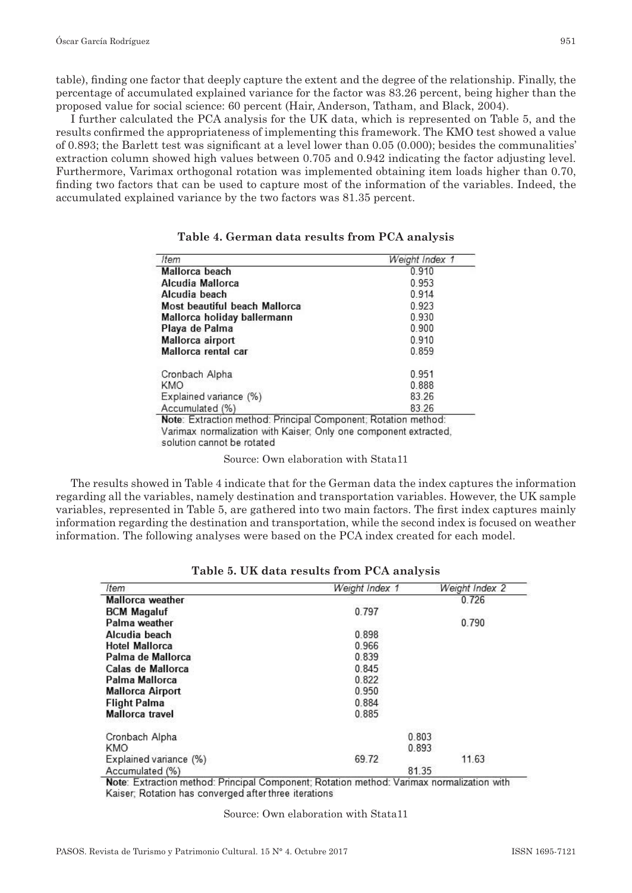table), finding one factor that deeply capture the extent and the degree of the relationship. Finally, the percentage of accumulated explained variance for the factor was 83.26 percent, being higher than the proposed value for social science: 60 percent (Hair, Anderson, Tatham, and Black, 2004).

I further calculated the PCA analysis for the UK data, which is represented on Table 5, and the results confirmed the appropriateness of implementing this framework. The KMO test showed a value of 0.893; the Barlett test was significant at a level lower than 0.05 (0.000); besides the communalities' extraction column showed high values between 0.705 and 0.942 indicating the factor adjusting level. Furthermore, Varimax orthogonal rotation was implemented obtaining item loads higher than 0.70, finding two factors that can be used to capture most of the information of the variables. Indeed, the accumulated explained variance by the two factors was 81.35 percent.

**Table 4. German data results from PCA analysis**

| *Item* | *Weight Index 1* |
|---|---|
| **Mallorca beach** | 0.910 |
| **Alcudia Mallorca** | 0.953 |
| **Alcudia beach** | 0.914 |
| **Most beautiful beach Mallorca** | 0.923 |
| **Mallorca holiday ballermann** | 0.930 |
| **Playa de Palma** | 0.900 |
| **Mallorca airport** | 0.910 |
| **Mallorca rental car** | 0.859 |
| Cronbach Alpha | 0.951 |
| KMO | 0.888 |
| Explained variance (%) | 83.26 |
| Accumulated (%) | 83.26 |

**Note**: Extraction method: Principal Component; Rotation method: Varimax normalization with Kaiser; Only one component extracted, solution cannot be rotated

Source: Own elaboration with Stata11

The results showed in Table 4 indicate that for the German data the index captures the information regarding all the variables, namely destination and transportation variables. However, the UK sample variables, represented in Table 5, are gathered into two main factors. The first index captures mainly information regarding the destination and transportation, while the second index is focused on weather information. The following analyses were based on the PCA index created for each model.

**Table 5. UK data results from PCA analysis**

| *Item* | *Weight Index 1* | *Weight Index 2* |
|---|---|---|
| **Mallorca weather** | | 0.726 |
| **BCM Magaluf** | 0.797 | |
| **Palma weather** | | 0.790 |
| **Alcudia beach** | 0.898 | |
| **Hotel Mallorca** | 0.966 | |
| **Palma de Mallorca** | 0.839 | |
| **Calas de Mallorca** | 0.845 | |
| **Palma Mallorca** | 0.822 | |
| **Mallorca Airport** | 0.950 | |
| **Flight Palma** | 0.884 | |
| **Mallorca travel** | 0.885 | |
| Cronbach Alpha | 0.803 | |
| KMO | 0.893 | |
| Explained variance (%) | 69.72 | 11.63 |
| Accumulated (%) | 81.35 | |

**Note**: Extraction method: Principal Component; Rotation method: Varimax normalization with Kaiser; Rotation has converged after three iterations

Source: Own elaboration with Stata11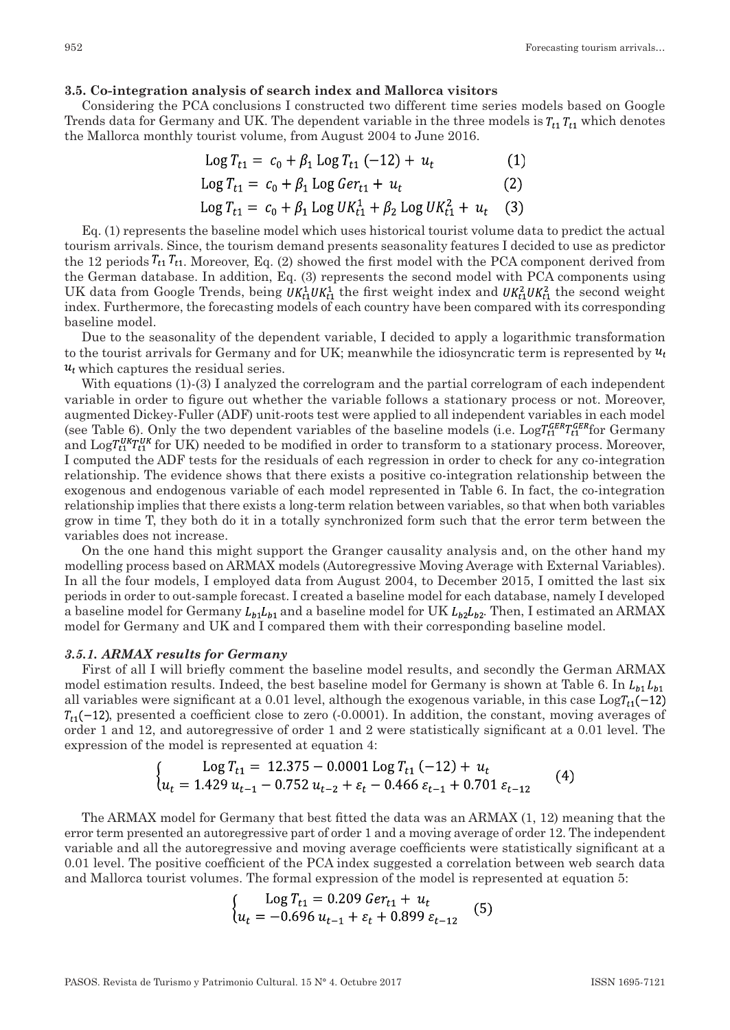### 3.5. Co-integration analysis of search index and Mallorca visitors

Considering the PCA conclusions I constructed two different time series models based on Google Trends data for Germany and UK. The dependent variable in the three models is $T_{t1}\,T_{t1}$ which denotes the Mallorca monthly tourist volume, from August 2004 to June 2016.

$$\text{Log}\,T_{t1} = c_0 + \beta_1\,\text{Log}\,T_{t1}\,(-12) + u_t \qquad (1)$$

$$\text{Log}\,T_{t1} = c_0 + \beta_1\,\text{Log}\,Ger_{t1} + u_t \qquad (2)$$

$$\text{Log}\,T_{t1} = c_0 + \beta_1\,\text{Log}\,UK_{t1}^1 + \beta_2\,\text{Log}\,UK_{t1}^2 + u_t \qquad (3)$$

Eq. (1) represents the baseline model which uses historical tourist volume data to predict the actual tourism arrivals. Since, the tourism demand presents seasonality features I decided to use as predictor the 12 periods $T_{t1}\,T_{t1}$. Moreover, Eq. (2) showed the first model with the PCA component derived from the German database. In addition, Eq. (3) represents the second model with PCA components using UK data from Google Trends, being $UK_{t1}^1 UK_{t1}^1$ the first weight index and $UK_{t1}^2 UK_{t1}^2$ the second weight index. Furthermore, the forecasting models of each country have been compared with its corresponding baseline model.

Due to the seasonality of the dependent variable, I decided to apply a logarithmic transformation to the tourist arrivals for Germany and for UK; meanwhile the idiosyncratic term is represented by $u_t$ $u_t$ which captures the residual series.

With equations (1)-(3) I analyzed the correlogram and the partial correlogram of each independent variable in order to figure out whether the variable follows a stationary process or not. Moreover, augmented Dickey-Fuller (ADF) unit-roots test were applied to all independent variables in each model (see Table 6). Only the two dependent variables of the baseline models (i.e. $\text{Log}T_{t1}^{GER}T_{t1}^{GER}$for Germany and $\text{Log}T_{t1}^{UK}T_{t1}^{UK}$ for UK) needed to be modified in order to transform to a stationary process. Moreover, I computed the ADF tests for the residuals of each regression in order to check for any co-integration relationship. The evidence shows that there exists a positive co-integration relationship between the exogenous and endogenous variable of each model represented in Table 6. In fact, the co-integration relationship implies that there exists a long-term relation between variables, so that when both variables grow in time T, they both do it in a totally synchronized form such that the error term between the variables does not increase.

On the one hand this might support the Granger causality analysis and, on the other hand my modelling process based on ARMAX models (Autoregressive Moving Average with External Variables). In all the four models, I employed data from August 2004, to December 2015, I omitted the last six periods in order to out-sample forecast. I created a baseline model for each database, namely I developed a baseline model for Germany $L_{b1}L_{b1}$ and a baseline model for UK $L_{b2}L_{b2}$. Then, I estimated an ARMAX model for Germany and UK and I compared them with their corresponding baseline model.

#### *3.5.1. ARMAX results for Germany*

First of all I will briefly comment the baseline model results, and secondly the German ARMAX model estimation results. Indeed, the best baseline model for Germany is shown at Table 6. In $L_{b1}\,L_{b1}$ all variables were significant at a 0.01 level, although the exogenous variable, in this case $\text{Log}T_{t1}(-12)$ $T_{t1}(-12)$, presented a coefficient close to zero (-0.0001). In addition, the constant, moving averages of order 1 and 12, and autoregressive of order 1 and 2 were statistically significant at a 0.01 level. The expression of the model is represented at equation 4:

$$\begin{cases} \text{Log}\,T_{t1} = 12.375 - 0.0001\,\text{Log}\,T_{t1}\,(-12) + u_t \\ u_t = 1.429\,u_{t-1} - 0.752\,u_{t-2} + \varepsilon_t - 0.466\,\varepsilon_{t-1} + 0.701\,\varepsilon_{t-12} \end{cases} \qquad (4)$$

The ARMAX model for Germany that best fitted the data was an ARMAX (1, 12) meaning that the error term presented an autoregressive part of order 1 and a moving average of order 12. The independent variable and all the autoregressive and moving average coefficients were statistically significant at a 0.01 level. The positive coefficient of the PCA index suggested a correlation between web search data and Mallorca tourist volumes. The formal expression of the model is represented at equation 5:

$$\begin{cases} \text{Log}\,T_{t1} = 0.209\,Ger_{t1} + u_t \\ u_t = -0.696\,u_{t-1} + \varepsilon_t + 0.899\,\varepsilon_{t-12} \end{cases} \qquad (5)$$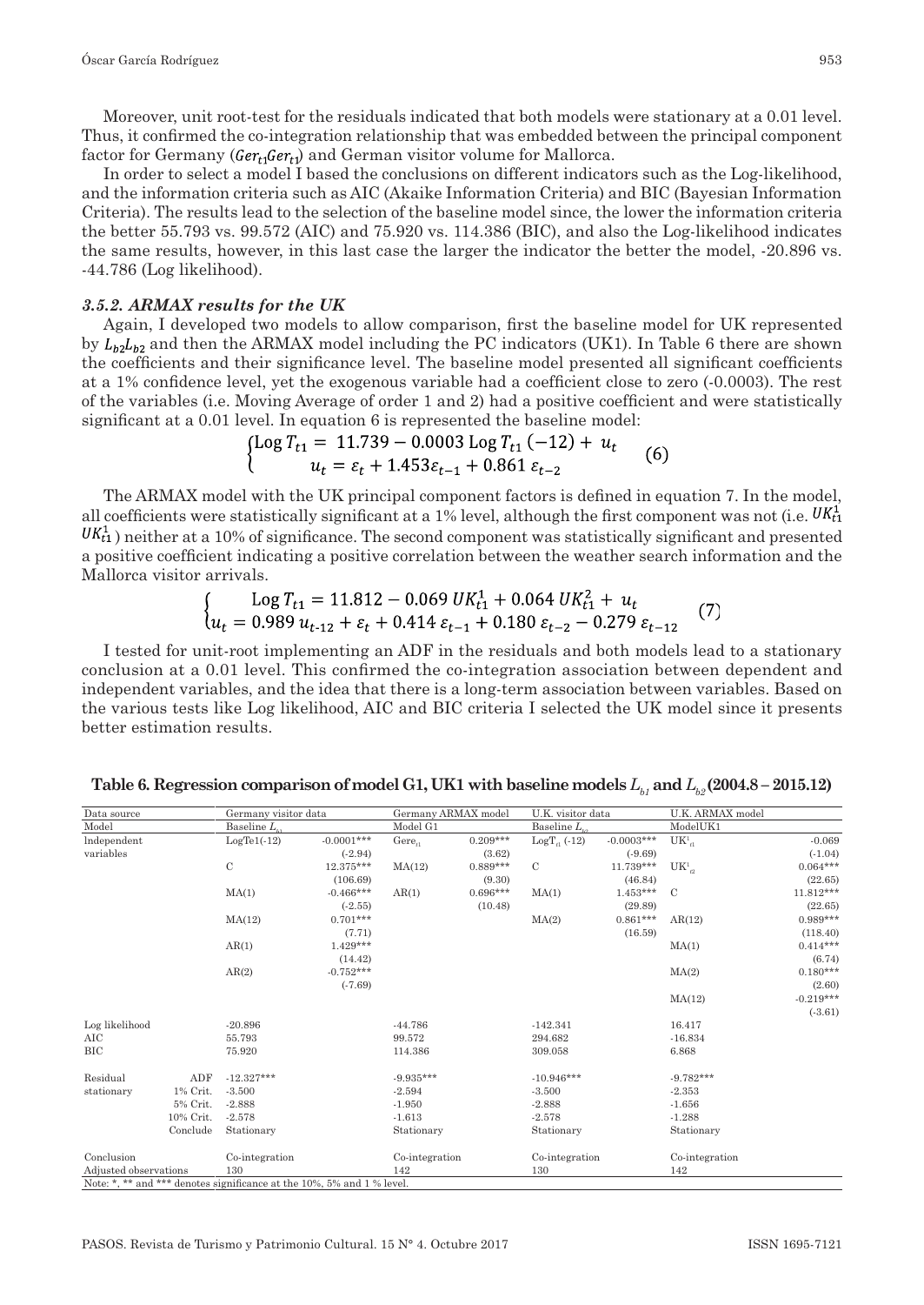Moreover, unit root-test for the residuals indicated that both models were stationary at a 0.01 level. Thus, it confirmed the co-integration relationship that was embedded between the principal component factor for Germany ($Ger_{t1}Ger_{t1}$) and German visitor volume for Mallorca.

In order to select a model I based the conclusions on different indicators such as the Log-likelihood, and the information criteria such as AIC (Akaike Information Criteria) and BIC (Bayesian Information Criteria). The results lead to the selection of the baseline model since, the lower the information criteria the better 55.793 vs. 99.572 (AIC) and 75.920 vs. 114.386 (BIC), and also the Log-likelihood indicates the same results, however, in this last case the larger the indicator the better the model, -20.896 vs. -44.786 (Log likelihood).

### *3.5.2. ARMAX results for the UK*

Again, I developed two models to allow comparison, first the baseline model for UK represented by $L_{b2}L_{b2}$ and then the ARMAX model including the PC indicators (UK1). In Table 6 there are shown the coefficients and their significance level. The baseline model presented all significant coefficients at a 1% confidence level, yet the exogenous variable had a coefficient close to zero (-0.0003). The rest of the variables (i.e. Moving Average of order 1 and 2) had a positive coefficient and were statistically significant at a 0.01 level. In equation 6 is represented the baseline model:

$$\begin{cases} \text{Log}\, T_{t1} = 11.739 - 0.0003\, \text{Log}\, T_{t1}(-12) + u_t \\ u_t = \varepsilon_t + 1.453\varepsilon_{t-1} + 0.861\,\varepsilon_{t-2} \end{cases} \quad (6)$$

The ARMAX model with the UK principal component factors is defined in equation 7. In the model, all coefficients were statistically significant at a 1% level, although the first component was not (i.e. $UK^1_{t1}$ $UK^1_{t1}$) neither at a 10% of significance. The second component was statistically significant and presented a positive coefficient indicating a positive correlation between the weather search information and the Mallorca visitor arrivals.

$$\begin{cases} \text{Log}\, T_{t1} = 11.812 - 0.069\, UK^1_{t1} + 0.064\, UK^2_{t1} + u_t \\ u_t = 0.989\, u_{t-12} + \varepsilon_t + 0.414\,\varepsilon_{t-1} + 0.180\,\varepsilon_{t-2} - 0.279\,\varepsilon_{t-12} \end{cases} \quad (7)$$

I tested for unit-root implementing an ADF in the residuals and both models lead to a stationary conclusion at a 0.01 level. This confirmed the co-integration association between dependent and independent variables, and the idea that there is a long-term association between variables. Based on the various tests like Log likelihood, AIC and BIC criteria I selected the UK model since it presents better estimation results.

**Table 6. Regression comparison of model G1, UK1 with baseline models $L_{b1}$ and $L_{b2}$ (2004.8 – 2015.12)**

| Data source | | Germany visitor data | | Germany ARMAX model | | U.K. visitor data | | U.K. ARMAX model | |
|---|---|---|---|---|---|---|---|---|---|
| Model | | Baseline $L_{b1}$ | | Model G1 | | Baseline $L_{b2}$ | | ModelUK1 | |
| Independent variables | | LogTe1(-12) | -0.0001*** | $Gere_{t1}$ | 0.209*** | $LogT_{t1}$ (-12) | -0.0003*** | $UK^1_{t1}$ | -0.069 |
| | | | (-2.94) | | (3.62) | | (-9.69) | | (-1.04) |
| | | C | 12.375*** | MA(12) | 0.889*** | C | 11.739*** | $UK^1_{t2}$ | 0.064*** |
| | | | (106.69) | | (9.30) | | (46.84) | | (22.65) |
| | | MA(1) | -0.466*** | AR(1) | 0.696*** | MA(1) | 1.453*** | C | 11.812*** |
| | | | (-2.55) | | (10.48) | | (29.89) | | (22.65) |
| | | MA(12) | 0.701*** | | | MA(2) | 0.861*** | AR(12) | 0.989*** |
| | | | (7.71) | | | | (16.59) | | (118.40) |
| | | AR(1) | 1.429*** | | | | | MA(1) | 0.414*** |
| | | | (14.42) | | | | | | (6.74) |
| | | AR(2) | -0.752*** | | | | | MA(2) | 0.180*** |
| | | | (-7.69) | | | | | | (2.60) |
| | | | | | | | | MA(12) | -0.219*** |
| | | | | | | | | | (-3.61) |
| Log likelihood | | -20.896 | | -44.786 | | -142.341 | | 16.417 | |
| AIC | | 55.793 | | 99.572 | | 294.682 | | -16.834 | |
| BIC | | 75.920 | | 114.386 | | 309.058 | | 6.868 | |
| Residual stationary | ADF | -12.327*** | | -9.935*** | | -10.946*** | | -9.782*** | |
| | 1% Crit. | -3.500 | | -2.594 | | -3.500 | | -2.353 | |
| | 5% Crit. | -2.888 | | -1.950 | | -2.888 | | -1.656 | |
| | 10% Crit. | -2.578 | | -1.613 | | -2.578 | | -1.288 | |
| | Conclude | Stationary | | Stationary | | Stationary | | Stationary | |
| Conclusion | | Co-integration | | Co-integration | | Co-integration | | Co-integration | |
| Adjusted observations | | 130 | | 142 | | 130 | | 142 | |

Note: *, ** and *** denotes significance at the 10%, 5% and 1 % level.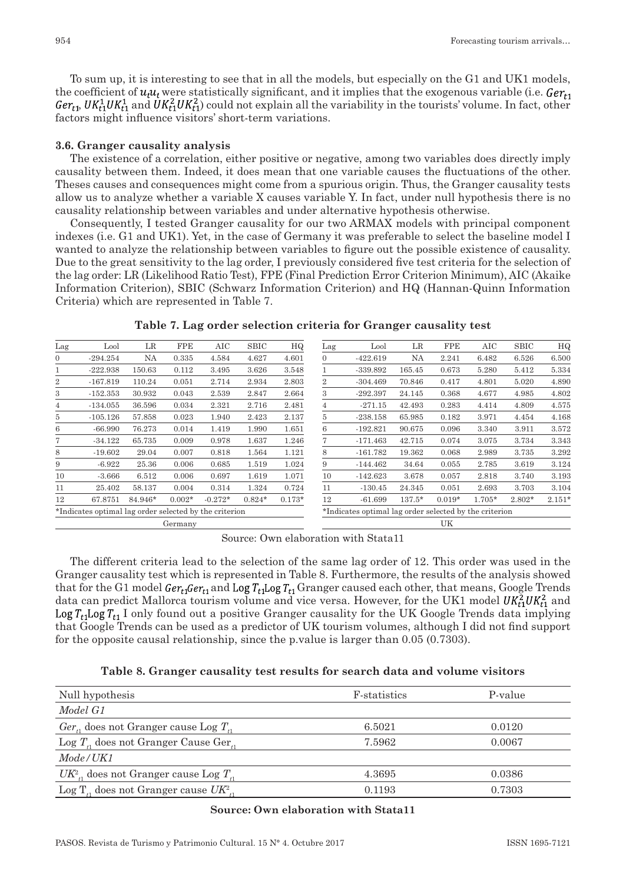To sum up, it is interesting to see that in all the models, but especially on the G1 and UK1 models, the coefficient of $u_t u_t$ were statistically significant, and it implies that the exogenous variable (i.e. $Ger_{t1}$ $Ger_{t1}$, $UK^1_{t1}UK^1_{t1}$ and $UK^2_{t1}UK^2_{t1}$) could not explain all the variability in the tourists' volume. In fact, other factors might influence visitors' short-term variations.

### 3.6. Granger causality analysis

The existence of a correlation, either positive or negative, among two variables does directly imply causality between them. Indeed, it does mean that one variable causes the fluctuations of the other. Theses causes and consequences might come from a spurious origin. Thus, the Granger causality tests allow us to analyze whether a variable X causes variable Y. In fact, under null hypothesis there is no causality relationship between variables and under alternative hypothesis otherwise.

Consequently, I tested Granger causality for our two ARMAX models with principal component indexes (i.e. G1 and UK1). Yet, in the case of Germany it was preferable to select the baseline model I wanted to analyze the relationship between variables to figure out the possible existence of causality. Due to the great sensitivity to the lag order, I previously considered five test criteria for the selection of the lag order: LR (Likelihood Ratio Test), FPE (Final Prediction Error Criterion Minimum), AIC (Akaike Information Criterion), SBIC (Schwarz Information Criterion) and HQ (Hannan-Quinn Information Criteria) which are represented in Table 7.

**Table 7. Lag order selection criteria for Granger causality test**

| Lag | Lool | LR | FPE | AIC | SBIC | HQ | Lag | Lool | LR | FPE | AIC | SBIC | HQ |
|---|---|---|---|---|---|---|---|---|---|---|---|---|---|
| 0 | -294.254 | NA | 0.335 | 4.584 | 4.627 | 4.601 | 0 | -422.619 | NA | 2.241 | 6.482 | 6.526 | 6.500 |
| 1 | -222.938 | 150.63 | 0.112 | 3.495 | 3.626 | 3.548 | 1 | -339.892 | 165.45 | 0.673 | 5.280 | 5.412 | 5.334 |
| 2 | -167.819 | 110.24 | 0.051 | 2.714 | 2.934 | 2.803 | 2 | -304.469 | 70.846 | 0.417 | 4.801 | 5.020 | 4.890 |
| 3 | -152.353 | 30.932 | 0.043 | 2.539 | 2.847 | 2.664 | 3 | -292.397 | 24.145 | 0.368 | 4.677 | 4.985 | 4.802 |
| 4 | -134.055 | 36.596 | 0.034 | 2.321 | 2.716 | 2.481 | 4 | -271.15 | 42.493 | 0.283 | 4.414 | 4.809 | 4.575 |
| 5 | -105.126 | 57.858 | 0.023 | 1.940 | 2.423 | 2.137 | 5 | -238.158 | 65.985 | 0.182 | 3.971 | 4.454 | 4.168 |
| 6 | -66.990 | 76.273 | 0.014 | 1.419 | 1.990 | 1.651 | 6 | -192.821 | 90.675 | 0.096 | 3.340 | 3.911 | 3.572 |
| 7 | -34.122 | 65.735 | 0.009 | 0.978 | 1.637 | 1.246 | 7 | -171.463 | 42.715 | 0.074 | 3.075 | 3.734 | 3.343 |
| 8 | -19.602 | 29.04 | 0.007 | 0.818 | 1.564 | 1.121 | 8 | -161.782 | 19.362 | 0.068 | 2.989 | 3.735 | 3.292 |
| 9 | -6.922 | 25.36 | 0.006 | 0.685 | 1.519 | 1.024 | 9 | -144.462 | 34.64 | 0.055 | 2.785 | 3.619 | 3.124 |
| 10 | -3.666 | 6.512 | 0.006 | 0.697 | 1.619 | 1.071 | 10 | -142.623 | 3.678 | 0.057 | 2.818 | 3.740 | 3.193 |
| 11 | 25.402 | 58.137 | 0.004 | 0.314 | 1.324 | 0.724 | 11 | -130.45 | 24.345 | 0.051 | 2.693 | 3.703 | 3.104 |
| 12 | 67.8751 | 84.946* | 0.002* | -0.272* | 0.824* | 0.173* | 12 | -61.699 | 137.5* | 0.019* | 1.705* | 2.802* | 2.151* |
| *Indicates optimal lag order selected by the criterion | | | | | | | *Indicates optimal lag order selected by the criterion | | | | | | |
| | | | Germany | | | | | | | | UK | | |

Source: Own elaboration with Stata11

The different criteria lead to the selection of the same lag order of 12. This order was used in the Granger causality test which is represented in Table 8. Furthermore, the results of the analysis showed that for the G1 model $Ger_{t1}Ger_{t1}$ and $\text{Log } T_{t1}\text{Log } T_{t1}$ Granger caused each other, that means, Google Trends data can predict Mallorca tourism volume and vice versa. However, for the UK1 model $UK^2_{t1}UK^2_{t1}$ and $\text{Log } T_{t1}\text{Log } T_{t1}$ I only found out a positive Granger causality for the UK Google Trends data implying that Google Trends can be used as a predictor of UK tourism volumes, although I did not find support for the opposite causal relationship, since the p.value is larger than 0.05 (0.7303).

**Table 8. Granger causality test results for search data and volume visitors**

| Null hypothesis | F-statistics | P-value |
|---|---|---|
| *Model G1* | | |
| $Ger_{t1}$ does not Granger cause Log $T_{t1}$ | 6.5021 | 0.0120 |
| Log $T_{t1}$ does not Granger Cause $Ger_{t1}$ | 7.5962 | 0.0067 |
| *Mode/UK1* | | |
| $UK^2_{t1}$ does not Granger cause Log $T_{t1}$ | 4.3695 | 0.0386 |
| Log $T_{t1}$ does not Granger cause $UK^2_{t1}$ | 0.1193 | 0.7303 |

**Source: Own elaboration with Stata11**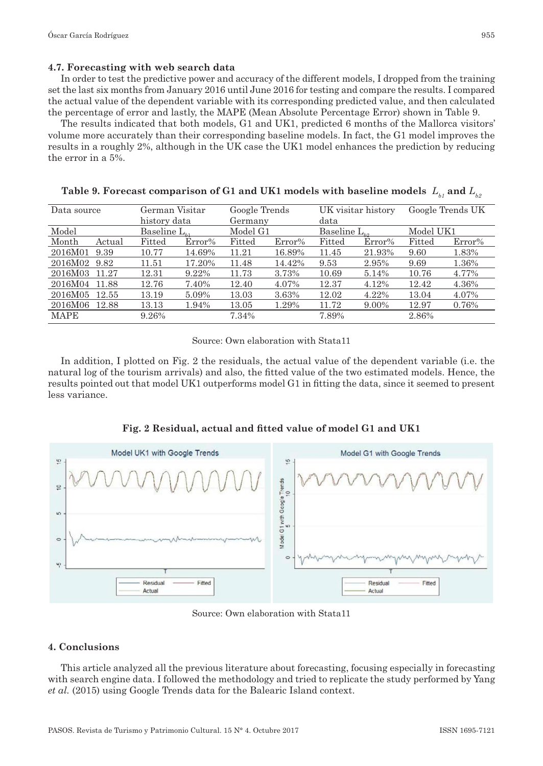#### 4.7. Forecasting with web search data

In order to test the predictive power and accuracy of the different models, I dropped from the training set the last six months from January 2016 until June 2016 for testing and compare the results. I compared the actual value of the dependent variable with its corresponding predicted value, and then calculated the percentage of error and lastly, the MAPE (Mean Absolute Percentage Error) shown in Table 9.

The results indicated that both models, G1 and UK1, predicted 6 months of the Mallorca visitors' volume more accurately than their corresponding baseline models. In fact, the G1 model improves the results in a roughly 2%, although in the UK case the UK1 model enhances the prediction by reducing the error in a 5%.

**Table 9. Forecast comparison of G1 and UK1 models with baseline models $L_{b1}$ and $L_{b2}$**

| Data source | | German Visitar history data | | Google Trends Germany | | UK visitar history data | | Google Trends UK | |
|---|---|---|---|---|---|---|---|---|---|
| Model | | Baseline $L_{b1}$ | | Model G1 | | Baseline $L_{b2}$ | | Model UK1 | |
| Month | Actual | Fitted | Error% | Fitted | Error% | Fitted | Error% | Fitted | Error% |
| 2016M01 | 9.39 | 10.77 | 14.69% | 11.21 | 16.89% | 11.45 | 21.93% | 9.60 | 1.83% |
| 2016M02 | 9.82 | 11.51 | 17.20% | 11.48 | 14.42% | 9.53 | 2.95% | 9.69 | 1.36% |
| 2016M03 | 11.27 | 12.31 | 9.22% | 11.73 | 3.73% | 10.69 | 5.14% | 10.76 | 4.77% |
| 2016M04 | 11.88 | 12.76 | 7.40% | 12.40 | 4.07% | 12.37 | 4.12% | 12.42 | 4.36% |
| 2016M05 | 12.55 | 13.19 | 5.09% | 13.03 | 3.63% | 12.02 | 4.22% | 13.04 | 4.07% |
| 2016M06 | 12.88 | 13.13 | 1.94% | 13.05 | 1.29% | 11.72 | 9.00% | 12.97 | 0.76% |
| MAPE | | 9.26% | | 7.34% | | 7.89% | | 2.86% | |

Source: Own elaboration with Stata11

In addition, I plotted on Fig. 2 the residuals, the actual value of the dependent variable (i.e. the natural log of the tourism arrivals) and also, the fitted value of the two estimated models. Hence, the results pointed out that model UK1 outperforms model G1 in fitting the data, since it seemed to present less variance.

**Fig. 2 Residual, actual and fitted value of model G1 and UK1**

Source: Own elaboration with Stata11

### 4. Conclusions

This article analyzed all the previous literature about forecasting, focusing especially in forecasting with search engine data. I followed the methodology and tried to replicate the study performed by Yang *et al.* (2015) using Google Trends data for the Balearic Island context.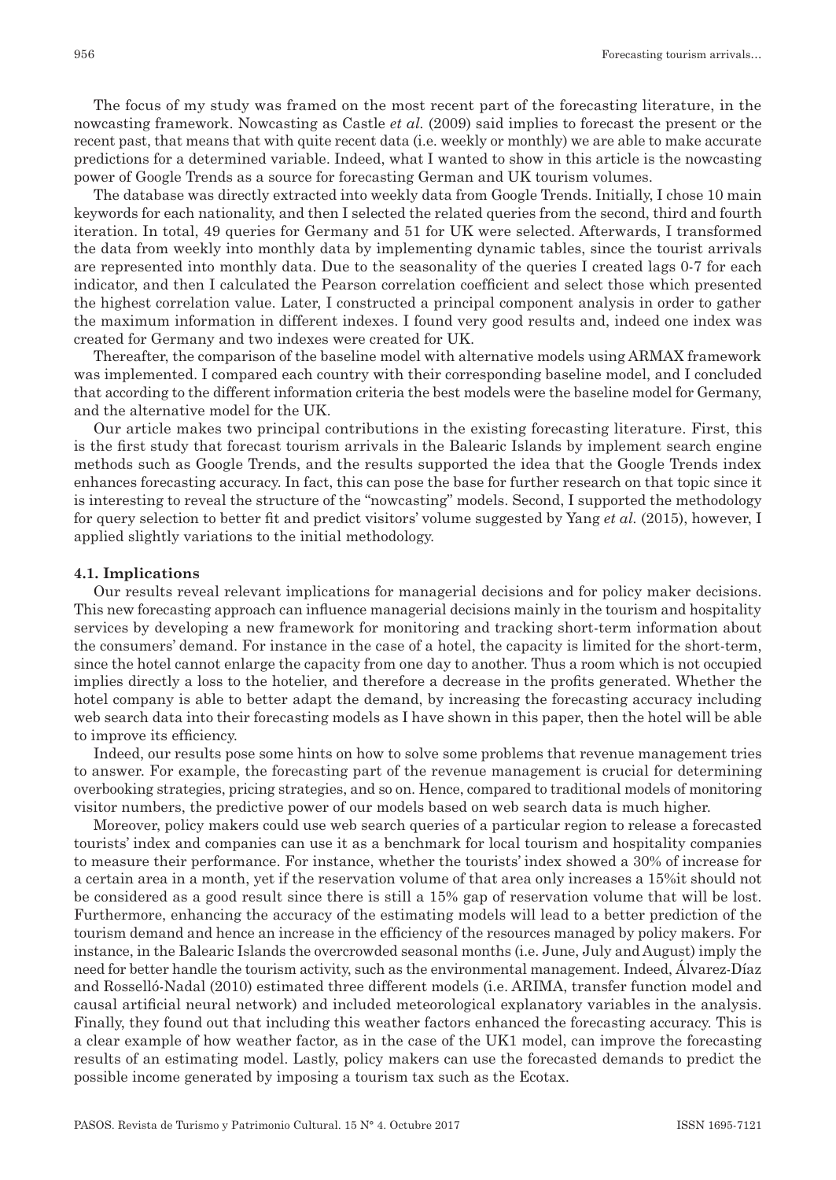The focus of my study was framed on the most recent part of the forecasting literature, in the nowcasting framework. Nowcasting as Castle *et al.* (2009) said implies to forecast the present or the recent past, that means that with quite recent data (i.e. weekly or monthly) we are able to make accurate predictions for a determined variable. Indeed, what I wanted to show in this article is the nowcasting power of Google Trends as a source for forecasting German and UK tourism volumes.

The database was directly extracted into weekly data from Google Trends. Initially, I chose 10 main keywords for each nationality, and then I selected the related queries from the second, third and fourth iteration. In total, 49 queries for Germany and 51 for UK were selected. Afterwards, I transformed the data from weekly into monthly data by implementing dynamic tables, since the tourist arrivals are represented into monthly data. Due to the seasonality of the queries I created lags 0-7 for each indicator, and then I calculated the Pearson correlation coefficient and select those which presented the highest correlation value. Later, I constructed a principal component analysis in order to gather the maximum information in different indexes. I found very good results and, indeed one index was created for Germany and two indexes were created for UK.

Thereafter, the comparison of the baseline model with alternative models using ARMAX framework was implemented. I compared each country with their corresponding baseline model, and I concluded that according to the different information criteria the best models were the baseline model for Germany, and the alternative model for the UK.

Our article makes two principal contributions in the existing forecasting literature. First, this is the first study that forecast tourism arrivals in the Balearic Islands by implement search engine methods such as Google Trends, and the results supported the idea that the Google Trends index enhances forecasting accuracy. In fact, this can pose the base for further research on that topic since it is interesting to reveal the structure of the "nowcasting" models. Second, I supported the methodology for query selection to better fit and predict visitors' volume suggested by Yang *et al.* (2015), however, I applied slightly variations to the initial methodology.

### 4.1. Implications

Our results reveal relevant implications for managerial decisions and for policy maker decisions. This new forecasting approach can influence managerial decisions mainly in the tourism and hospitality services by developing a new framework for monitoring and tracking short-term information about the consumers' demand. For instance in the case of a hotel, the capacity is limited for the short-term, since the hotel cannot enlarge the capacity from one day to another. Thus a room which is not occupied implies directly a loss to the hotelier, and therefore a decrease in the profits generated. Whether the hotel company is able to better adapt the demand, by increasing the forecasting accuracy including web search data into their forecasting models as I have shown in this paper, then the hotel will be able to improve its efficiency.

Indeed, our results pose some hints on how to solve some problems that revenue management tries to answer. For example, the forecasting part of the revenue management is crucial for determining overbooking strategies, pricing strategies, and so on. Hence, compared to traditional models of monitoring visitor numbers, the predictive power of our models based on web search data is much higher.

Moreover, policy makers could use web search queries of a particular region to release a forecasted tourists' index and companies can use it as a benchmark for local tourism and hospitality companies to measure their performance. For instance, whether the tourists' index showed a 30% of increase for a certain area in a month, yet if the reservation volume of that area only increases a 15%it should not be considered as a good result since there is still a 15% gap of reservation volume that will be lost. Furthermore, enhancing the accuracy of the estimating models will lead to a better prediction of the tourism demand and hence an increase in the efficiency of the resources managed by policy makers. For instance, in the Balearic Islands the overcrowded seasonal months (i.e. June, July and August) imply the need for better handle the tourism activity, such as the environmental management. Indeed, Álvarez-Díaz and Rosselló-Nadal (2010) estimated three different models (i.e. ARIMA, transfer function model and causal artificial neural network) and included meteorological explanatory variables in the analysis. Finally, they found out that including this weather factors enhanced the forecasting accuracy. This is a clear example of how weather factor, as in the case of the UK1 model, can improve the forecasting results of an estimating model. Lastly, policy makers can use the forecasted demands to predict the possible income generated by imposing a tourism tax such as the Ecotax.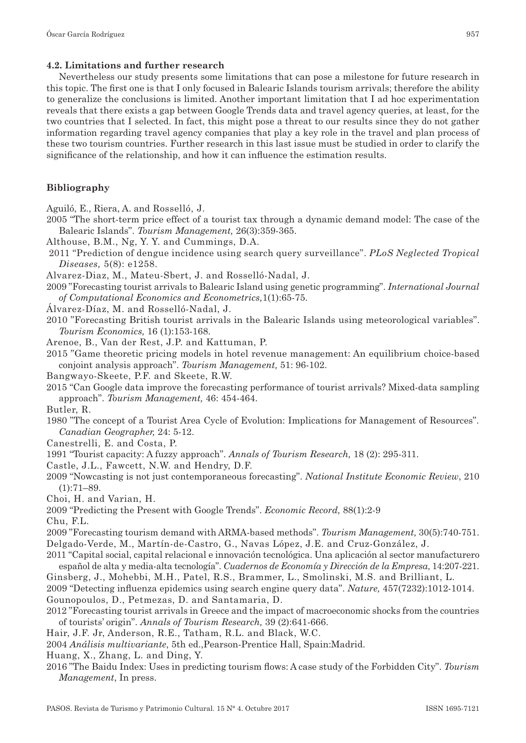### 4.2. Limitations and further research

Nevertheless our study presents some limitations that can pose a milestone for future research in this topic. The first one is that I only focused in Balearic Islands tourism arrivals; therefore the ability to generalize the conclusions is limited. Another important limitation that I ad hoc experimentation reveals that there exists a gap between Google Trends data and travel agency queries, at least, for the two countries that I selected. In fact, this might pose a threat to our results since they do not gather information regarding travel agency companies that play a key role in the travel and plan process of these two tourism countries. Further research in this last issue must be studied in order to clarify the significance of the relationship, and how it can influence the estimation results.

## Bibliography

Aguiló, E., Riera, A. and Rosselló, J.

2005 "The short-term price effect of a tourist tax through a dynamic demand model: The case of the Balearic Islands". *Tourism Management,* 26(3):359-365.

Althouse, B.M., Ng, Y. Y. and Cummings, D.A.

2011 "Prediction of dengue incidence using search query surveillance". *PLoS Neglected Tropical Diseases,* 5(8): e1258.

Alvarez-Diaz, M., Mateu-Sbert, J. and Rosselló-Nadal, J.

2009 "Forecasting tourist arrivals to Balearic Island using genetic programming". *International Journal of Computational Economics and Econometrics,*1(1):65-75.

Álvarez-Díaz, M. and Rosselló-Nadal, J.

2010 "Forecasting British tourist arrivals in the Balearic Islands using meteorological variables". *Tourism Economics,* 16 (1):153-168.

Arenoe, B., Van der Rest, J.P. and Kattuman, P.

2015 "Game theoretic pricing models in hotel revenue management: An equilibrium choice-based conjoint analysis approach". *Tourism Management,* 51: 96-102.

Bangwayo-Skeete, P.F. and Skeete, R.W.

2015 "Can Google data improve the forecasting performance of tourist arrivals? Mixed-data sampling approach". *Tourism Management,* 46: 454-464.

Butler, R.

1980 "The concept of a Tourist Area Cycle of Evolution: Implications for Management of Resources". *Canadian Geographer,* 24: 5-12.

Canestrelli, E. and Costa, P.

1991 "Tourist capacity: A fuzzy approach". *Annals of Tourism Research,* 18 (2): 295-311.

Castle, J.L., Fawcett, N.W. and Hendry, D.F.

2009 "Nowcasting is not just contemporaneous forecasting". *National Institute Economic Review*, 210 (1):71–89.

Choi, H. and Varian, H.

2009 "Predicting the Present with Google Trends". *Economic Record,* 88(1):2-9

Chu, F.L.

2009 "Forecasting tourism demand with ARMA-based methods". *Tourism Management,* 30(5):740-751.

Delgado-Verde, M., Martín-de-Castro, G., Navas López, J.E. and Cruz-González, J.

2011 "Capital social, capital relacional e innovación tecnológica. Una aplicación al sector manufacturero español de alta y media-alta tecnología". *Cuadernos de Economía y Dirección de la Empresa*, 14:207-221.

Ginsberg, J., Mohebbi, M.H., Patel, R.S., Brammer, L., Smolinski, M.S. and Brilliant, L.

2009 "Detecting influenza epidemics using search engine query data". *Nature,* 457(7232):1012-1014.

Gounopoulos, D., Petmezas, D. and Santamaria, D.

2012 "Forecasting tourist arrivals in Greece and the impact of macroeconomic shocks from the countries of tourists' origin". *Annals of Tourism Research,* 39 (2):641-666.

Hair, J.F. Jr, Anderson, R.E., Tatham, R.L. and Black, W.C.

2004 *Análisis multivariante*, 5th ed.,Pearson-Prentice Hall, Spain:Madrid.

Huang, X., Zhang, L. and Ding, Y.

2016 "The Baidu Index: Uses in predicting tourism flows: A case study of the Forbidden City". *Tourism Management*, In press.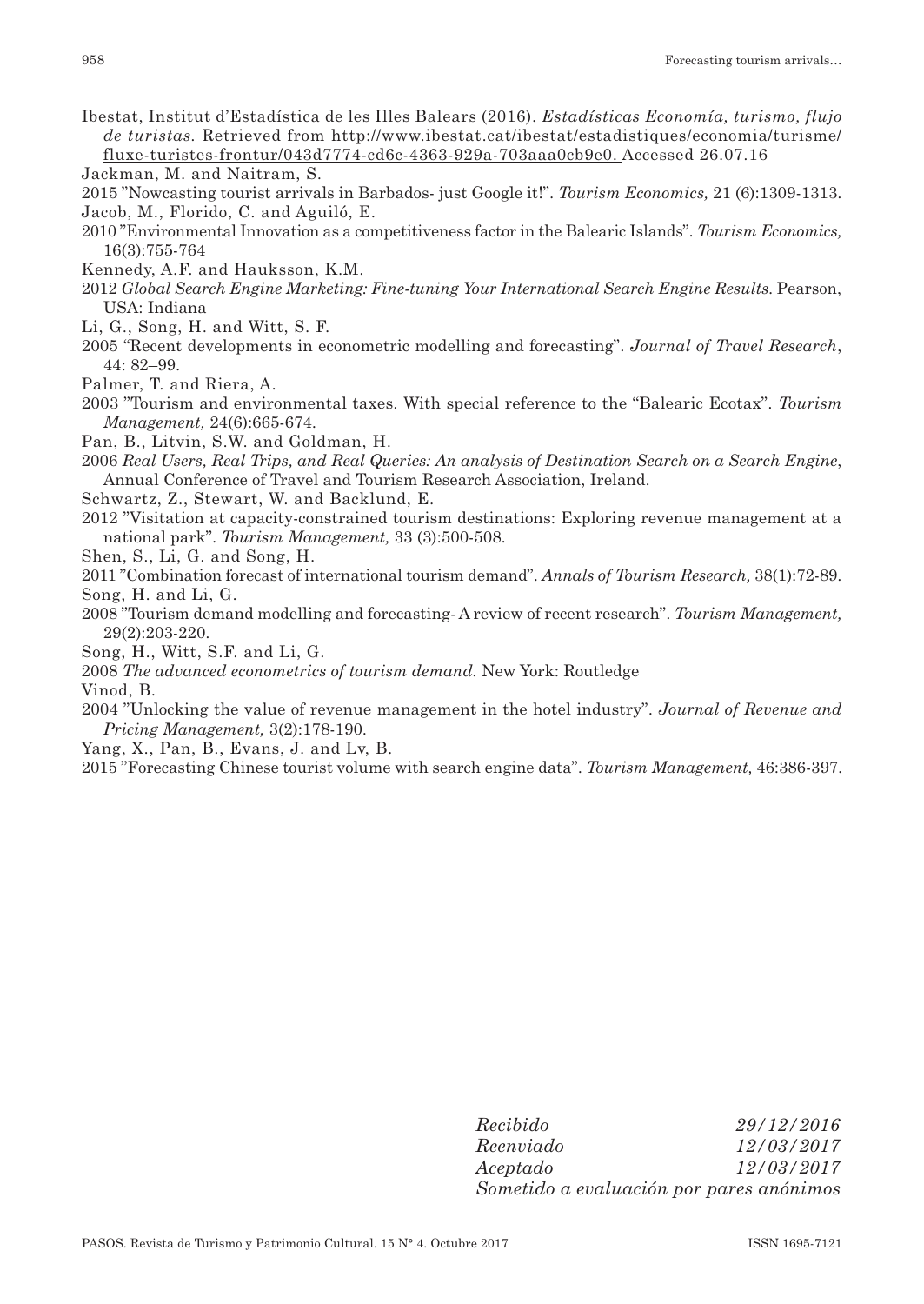Ibestat, Institut d'Estadística de les Illes Balears (2016). *Estadísticas Economía, turismo, flujo de turistas.* Retrieved from http://www.ibestat.cat/ibestat/estadistiques/economia/turisme/fluxe-turistes-frontur/043d7774-cd6c-4363-929a-703aaa0cb9e0. Accessed 26.07.16

Jackman, M. and Naitram, S.

2015 "Nowcasting tourist arrivals in Barbados- just Google it!". *Tourism Economics,* 21 (6):1309-1313.

Jacob, M., Florido, C. and Aguiló, E.

2010 "Environmental Innovation as a competitiveness factor in the Balearic Islands". *Tourism Economics,* 16(3):755-764

Kennedy, A.F. and Hauksson, K.M.

2012 *Global Search Engine Marketing: Fine-tuning Your International Search Engine Results.* Pearson, USA: Indiana

Li, G., Song, H. and Witt, S. F.

2005 "Recent developments in econometric modelling and forecasting". *Journal of Travel Research*, 44: 82–99.

Palmer, T. and Riera, A.

2003 "Tourism and environmental taxes. With special reference to the "Balearic Ecotax". *Tourism Management,* 24(6):665-674.

Pan, B., Litvin, S.W. and Goldman, H.

2006 *Real Users, Real Trips, and Real Queries: An analysis of Destination Search on a Search Engine*, Annual Conference of Travel and Tourism Research Association, Ireland.

Schwartz, Z., Stewart, W. and Backlund, E.

2012 "Visitation at capacity-constrained tourism destinations: Exploring revenue management at a national park". *Tourism Management,* 33 (3):500-508.

Shen, S., Li, G. and Song, H.

2011 "Combination forecast of international tourism demand". *Annals of Tourism Research,* 38(1):72-89.

Song, H. and Li, G.

2008 "Tourism demand modelling and forecasting- A review of recent research". *Tourism Management,* 29(2):203-220.

Song, H., Witt, S.F. and Li, G.

2008 *The advanced econometrics of tourism demand.* New York: Routledge

Vinod, B.

2004 "Unlocking the value of revenue management in the hotel industry". *Journal of Revenue and Pricing Management,* 3(2):178-190.

Yang, X., Pan, B., Evans, J. and Lv, B.

2015 "Forecasting Chinese tourist volume with search engine data". *Tourism Management,* 46:386-397.

*Recibido* *29/12/2016*
*Reenviado* *12/03/2017*
*Aceptado* *12/03/2017*
*Sometido a evaluación por pares anónimos*